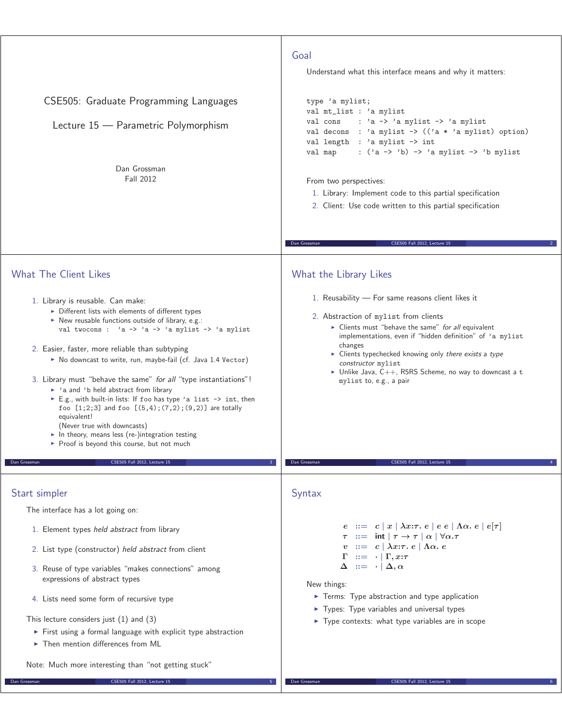# CSE505: Graduate Programming Languages

## Lecture 15 — Parametric Polymorphism

Dan Grossman
Fall 2012

## Goal

Understand what this interface means and why it matters:

```
type 'a mylist;
val mt_list : 'a mylist
val cons    : 'a -> 'a mylist -> 'a mylist
val decons  : 'a mylist -> (('a * 'a mylist) option)
val length  : 'a mylist -> int
val map     : ('a -> 'b) -> 'a mylist -> 'b mylist
```

From two perspectives:

1. Library: Implement code to this partial specification
2. Client: Use code written to this partial specification

## What The Client Likes

1. Library is reusable. Can make:
   - Different lists with elements of different types
   - New reusable functions outside of library, e.g.:
     `val twocons :  'a -> 'a -> 'a mylist -> 'a mylist`
2. Easier, faster, more reliable than subtyping
   - No downcast to write, run, maybe-fail (cf. Java 1.4 `Vector`)
3. Library must "behave the same" *for all* "type instantiations"!
   - `'a` and `'b` held abstract from library
   - E.g., with built-in lists: If `foo` has type `'a list -> int`, then `foo [1;2;3]` and `foo [(5,4);(7,2);(9,2)]` are totally equivalent!
     (Never true with downcasts)
   - In theory, means less (re-)integration testing
   - Proof is beyond this course, but not much

## What the Library Likes

1. Reusability — For same reasons client likes it
2. Abstraction of `mylist` from clients
   - Clients must "behave the same" *for all* equivalent implementations, even if "hidden definition" of `'a mylist` changes
   - Clients typechecked knowing only *there exists* a *type constructor* `mylist`
   - Unlike Java, C++, R5RS Scheme, no way to downcast a `t mylist` to, e.g., a pair

## Start simpler

The interface has a lot going on:

1. Element types *held abstract* from library
2. List type (constructor) *held abstract* from client
3. Reuse of type variables "makes connections" among expressions of abstract types
4. Lists need some form of recursive type

This lecture considers just (1) and (3)

- First using a formal language with explicit type abstraction
- Then mention differences from ML

Note: Much more interesting than "not getting stuck"

## Syntax

$$
\begin{array}{rcl}
e & ::= & c \mid x \mid \lambda x{:}\tau.\ e \mid e\ e \mid \Lambda\alpha.\ e \mid e[\tau] \\
\tau & ::= & \mathsf{int} \mid \tau \rightarrow \tau \mid \alpha \mid \forall\alpha.\tau \\
v & ::= & c \mid \lambda x{:}\tau.\ e \mid \Lambda\alpha.\ e \\
\Gamma & ::= & \cdot \mid \Gamma, x{:}\tau \\
\Delta & ::= & \cdot \mid \Delta, \alpha
\end{array}
$$

New things:

- Terms: Type abstraction and type application
- Types: Type variables and universal types
- Type contexts: what type variables are in scope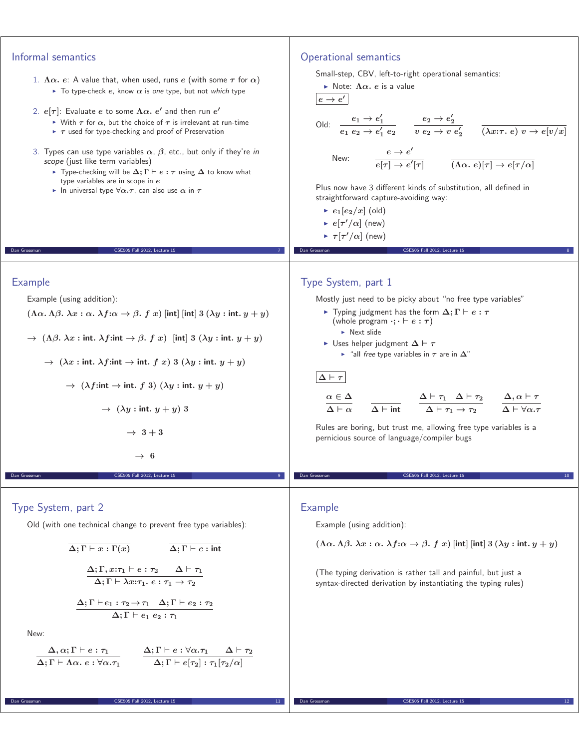## Informal semantics

1. $\Lambda\alpha.\ e$: A value that, when used, runs $e$ (with some $\tau$ for $\alpha$)
   - To type-check $e$, know $\alpha$ is *one* type, but not *which* type
2. $e[\tau]$: Evaluate $e$ to some $\Lambda\alpha.\ e'$ and then run $e'$
   - With $\tau$ for $\alpha$, but the choice of $\tau$ is irrelevant at run-time
   - $\tau$ used for type-checking and proof of Preservation
3. Types can use type variables $\alpha$, $\beta$, etc., but only if they're *in scope* (just like term variables)
   - Type-checking will be $\Delta; \Gamma \vdash e : \tau$ using $\Delta$ to know what type variables are in scope in $e$
   - In universal type $\forall\alpha.\tau$, can also use $\alpha$ in $\tau$

## Operational semantics

Small-step, CBV, left-to-right operational semantics:

- Note: $\Lambda\alpha.\ e$ is a value

$\boxed{e \rightarrow e'}$

Old:

$$\frac{e_1 \rightarrow e_1'}{e_1\ e_2 \rightarrow e_1'\ e_2} \qquad \frac{e_2 \rightarrow e_2'}{v\ e_2 \rightarrow v\ e_2'} \qquad \frac{}{(\lambda x{:}\tau.\ e)\ v \rightarrow e[v/x]}$$

New:

$$\frac{e \rightarrow e'}{e[\tau] \rightarrow e'[\tau]} \qquad \frac{}{(\Lambda\alpha.\ e)[\tau] \rightarrow e[\tau/\alpha]}$$

Plus now have 3 different kinds of substitution, all defined in straightforward capture-avoiding way:

- $e_1[e_2/x]$ (old)
- $e[\tau'/\alpha]$ (new)
- $\tau[\tau'/\alpha]$ (new)

## Example

Example (using addition):

$$(\Lambda\alpha.\ \Lambda\beta.\ \lambda x:\alpha.\ \lambda f{:}\alpha \rightarrow \beta.\ f\ x)\ [\mathsf{int}]\ [\mathsf{int}]\ 3\ (\lambda y:\mathsf{int}.\ y + y)$$

$$\rightarrow\ (\Lambda\beta.\ \lambda x:\mathsf{int}.\ \lambda f{:}\mathsf{int} \rightarrow \beta.\ f\ x)\ [\mathsf{int}]\ 3\ (\lambda y:\mathsf{int}.\ y + y)$$

$$\rightarrow\ (\lambda x:\mathsf{int}.\ \lambda f{:}\mathsf{int} \rightarrow \mathsf{int}.\ f\ x)\ 3\ (\lambda y:\mathsf{int}.\ y + y)$$

$$\rightarrow\ (\lambda f{:}\mathsf{int} \rightarrow \mathsf{int}.\ f\ 3)\ (\lambda y:\mathsf{int}.\ y + y)$$

$$\rightarrow\ (\lambda y:\mathsf{int}.\ y + y)\ 3$$

$$\rightarrow\ 3 + 3$$

$$\rightarrow\ 6$$

## Type System, part 1

Mostly just need to be picky about "no free type variables"

- Typing judgment has the form $\Delta; \Gamma \vdash e : \tau$ (whole program $\cdot; \cdot \vdash e : \tau$)
  - Next slide
- Uses helper judgment $\Delta \vdash \tau$
  - "all *free* type variables in $\tau$ are in $\Delta$"

$\boxed{\Delta \vdash \tau}$

$$\frac{\alpha \in \Delta}{\Delta \vdash \alpha} \qquad \frac{}{\Delta \vdash \mathsf{int}} \qquad \frac{\Delta \vdash \tau_1 \quad \Delta \vdash \tau_2}{\Delta \vdash \tau_1 \rightarrow \tau_2} \qquad \frac{\Delta, \alpha \vdash \tau}{\Delta \vdash \forall\alpha.\tau}$$

Rules are boring, but trust me, allowing free type variables is a pernicious source of language/compiler bugs

## Type System, part 2

Old (with one technical change to prevent free type variables):

$$\frac{}{\Delta; \Gamma \vdash x : \Gamma(x)} \qquad \frac{}{\Delta; \Gamma \vdash c : \mathsf{int}}$$

$$\frac{\Delta; \Gamma, x{:}\tau_1 \vdash e : \tau_2 \qquad \Delta \vdash \tau_1}{\Delta; \Gamma \vdash \lambda x{:}\tau_1.\ e : \tau_1 \rightarrow \tau_2}$$

$$\frac{\Delta; \Gamma \vdash e_1 : \tau_2 \rightarrow \tau_1 \quad \Delta; \Gamma \vdash e_2 : \tau_2}{\Delta; \Gamma \vdash e_1\ e_2 : \tau_1}$$

New:

$$\frac{\Delta, \alpha; \Gamma \vdash e : \tau_1}{\Delta; \Gamma \vdash \Lambda\alpha.\ e : \forall\alpha.\tau_1} \qquad \frac{\Delta; \Gamma \vdash e : \forall\alpha.\tau_1 \qquad \Delta \vdash \tau_2}{\Delta; \Gamma \vdash e[\tau_2] : \tau_1[\tau_2/\alpha]}$$

## Example

Example (using addition):

$$(\Lambda\alpha.\ \Lambda\beta.\ \lambda x:\alpha.\ \lambda f{:}\alpha \rightarrow \beta.\ f\ x)\ [\mathsf{int}]\ [\mathsf{int}]\ 3\ (\lambda y:\mathsf{int}.\ y + y)$$

(The typing derivation is rather tall and painful, but just a syntax-directed derivation by instantiating the typing rules)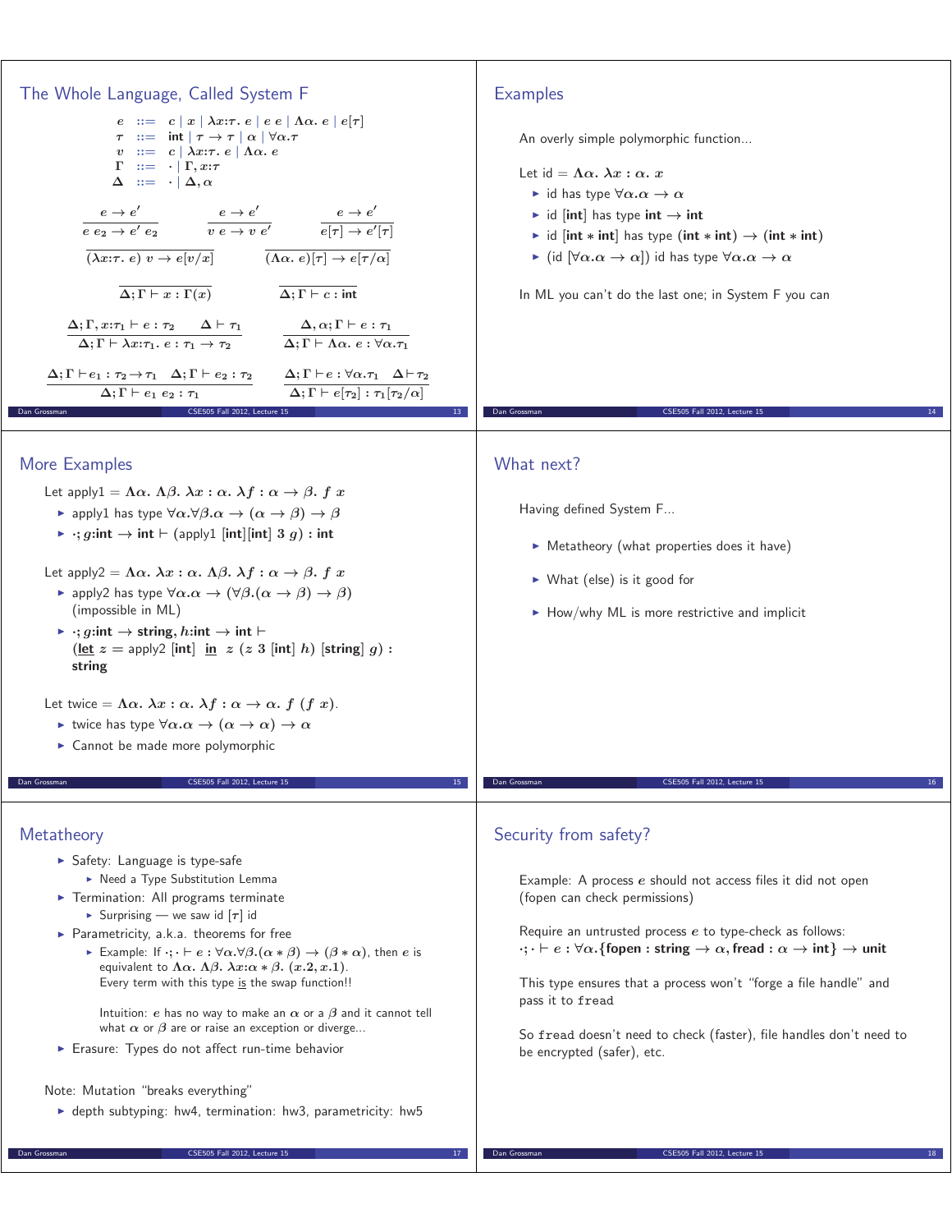## The Whole Language, Called System F

$$
\begin{array}{rcl}
e & ::= & c \mid x \mid \lambda x{:}\tau.\ e \mid e\ e \mid \Lambda\alpha.\ e \mid e[\tau] \\
\tau & ::= & \mathsf{int} \mid \tau \to \tau \mid \alpha \mid \forall\alpha.\tau \\
v & ::= & c \mid \lambda x{:}\tau.\ e \mid \Lambda\alpha.\ e \\
\Gamma & ::= & \cdot \mid \Gamma, x{:}\tau \\
\Delta & ::= & \cdot \mid \Delta, \alpha
\end{array}
$$

$$
\frac{e \to e'}{e\ e_2 \to e'\ e_2} \qquad \frac{e \to e'}{v\ e \to v\ e'} \qquad \frac{e \to e'}{e[\tau] \to e'[\tau]}
$$

$$
\frac{}{(\lambda x{:}\tau.\ e)\ v \to e[v/x]} \qquad \frac{}{(\Lambda\alpha.\ e)[\tau] \to e[\tau/\alpha]}
$$

$$
\frac{}{\Delta;\Gamma \vdash x : \Gamma(x)} \qquad \frac{}{\Delta;\Gamma \vdash c : \mathsf{int}}
$$

$$
\frac{\Delta;\Gamma, x{:}\tau_1 \vdash e : \tau_2 \qquad \Delta \vdash \tau_1}{\Delta;\Gamma \vdash \lambda x{:}\tau_1.\ e : \tau_1 \to \tau_2} \qquad \frac{\Delta, \alpha;\Gamma \vdash e : \tau_1}{\Delta;\Gamma \vdash \Lambda\alpha.\ e : \forall\alpha.\tau_1}
$$

$$
\frac{\Delta;\Gamma \vdash e_1 : \tau_2 \to \tau_1 \quad \Delta;\Gamma \vdash e_2 : \tau_2}{\Delta;\Gamma \vdash e_1\ e_2 : \tau_1} \qquad \frac{\Delta;\Gamma \vdash e : \forall\alpha.\tau_1 \quad \Delta \vdash \tau_2}{\Delta;\Gamma \vdash e[\tau_2] : \tau_1[\tau_2/\alpha]}
$$

## Examples

An overly simple polymorphic function...

Let id $= \Lambda\alpha.\ \lambda x : \alpha.\ x$

- id has type $\forall\alpha.\alpha \to \alpha$
- id $[\mathsf{int}]$ has type $\mathsf{int} \to \mathsf{int}$
- id $[\mathsf{int} * \mathsf{int}]$ has type $(\mathsf{int} * \mathsf{int}) \to (\mathsf{int} * \mathsf{int})$
- (id $[\forall\alpha.\alpha \to \alpha]$) id has type $\forall\alpha.\alpha \to \alpha$

In ML you can't do the last one; in System F you can

## More Examples

Let apply1 $= \Lambda\alpha.\ \Lambda\beta.\ \lambda x : \alpha.\ \lambda f : \alpha \to \beta.\ f\ x$

- apply1 has type $\forall\alpha.\forall\beta.\alpha \to (\alpha \to \beta) \to \beta$
- $\cdot; g{:}\mathsf{int} \to \mathsf{int} \vdash$ (apply1 $[\mathsf{int}][\mathsf{int}]$ $3$ $g$) : $\mathsf{int}$

Let apply2 $= \Lambda\alpha.\ \lambda x : \alpha.\ \Lambda\beta.\ \lambda f : \alpha \to \beta.\ f\ x$

- apply2 has type $\forall\alpha.\alpha \to (\forall\beta.(\alpha \to \beta) \to \beta)$ (impossible in ML)
- $\cdot; g{:}\mathsf{int} \to \mathsf{string}, h{:}\mathsf{int} \to \mathsf{int} \vdash$
  (**let** $z =$ apply2 $[\mathsf{int}]$ **in** $z$ ($z$ $3$ $[\mathsf{int}]$ $h$) $[\mathsf{string}]$ $g$) : $\mathsf{string}$

Let twice $= \Lambda\alpha.\ \lambda x : \alpha.\ \lambda f : \alpha \to \alpha.\ f\ (f\ x)$.

- twice has type $\forall\alpha.\alpha \to (\alpha \to \alpha) \to \alpha$
- Cannot be made more polymorphic

## What next?

Having defined System F...

- Metatheory (what properties does it have)
- What (else) is it good for
- How/why ML is more restrictive and implicit

## Metatheory

- Safety: Language is type-safe
  - Need a Type Substitution Lemma
- Termination: All programs terminate
  - Surprising — we saw id $[\tau]$ id
- Parametricity, a.k.a. theorems for free
  - Example: If $\cdot;\cdot \vdash e : \forall\alpha.\forall\beta.(\alpha * \beta) \to (\beta * \alpha)$, then $e$ is equivalent to $\Lambda\alpha.\ \Lambda\beta.\ \lambda x{:}\alpha * \beta.\ (x.2, x.1)$.
    Every term with this type is the swap function!!

    Intuition: $e$ has no way to make an $\alpha$ or a $\beta$ and it cannot tell what $\alpha$ or $\beta$ are or raise an exception or diverge...
- Erasure: Types do not affect run-time behavior

Note: Mutation "breaks everything"

- depth subtyping: hw4, termination: hw3, parametricity: hw5

## Security from safety?

Example: A process $e$ should not access files it did not open (fopen can check permissions)

Require an untrusted process $e$ to type-check as follows:
$\cdot;\cdot \vdash e : \forall\alpha.\{\mathsf{fopen} : \mathsf{string} \to \alpha, \mathsf{fread} : \alpha \to \mathsf{int}\} \to \mathsf{unit}$

This type ensures that a process won't "forge a file handle" and pass it to `fread`

So `fread` doesn't need to check (faster), file handles don't need to be encrypted (safer), etc.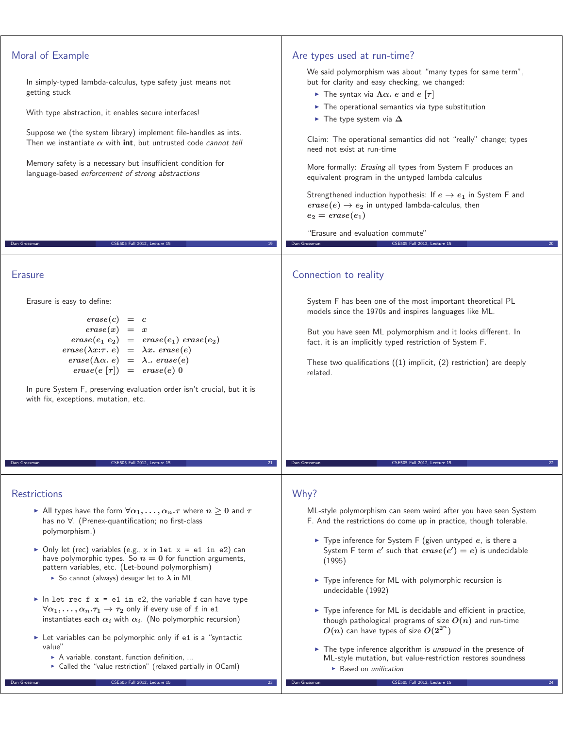## Moral of Example

In simply-typed lambda-calculus, type safety just means not getting stuck

With type abstraction, it enables secure interfaces!

Suppose we (the system library) implement file-handles as ints. Then we instantiate $\alpha$ with **int**, but untrusted code *cannot tell*

Memory safety is a necessary but insufficient condition for language-based *enforcement of strong abstractions*

## Are types used at run-time?

We said polymorphism was about "many types for same term", but for clarity and easy checking, we changed:

- The syntax via $\Lambda\alpha.\ e$ and $e\ [\tau]$
- The operational semantics via type substitution
- The type system via $\Delta$

Claim: The operational semantics did not "really" change; types need not exist at run-time

More formally: *Erasing* all types from System F produces an equivalent program in the untyped lambda calculus

Strengthened induction hypothesis: If $e \to e_1$ in System F and $erase(e) \to e_2$ in untyped lambda-calculus, then $e_2 = erase(e_1)$

"Erasure and evaluation commute"

## Erasure

Erasure is easy to define:

$$
\begin{aligned}
erase(c) &= c \\
erase(x) &= x \\
erase(e_1\ e_2) &= erase(e_1)\ erase(e_2) \\
erase(\lambda x{:}\tau.\ e) &= \lambda x.\ erase(e) \\
erase(\Lambda\alpha.\ e) &= \lambda\_.\ erase(e) \\
erase(e\ [\tau]) &= erase(e)\ 0
\end{aligned}
$$

In pure System F, preserving evaluation order isn't crucial, but it is with fix, exceptions, mutation, etc.

## Connection to reality

System F has been one of the most important theoretical PL models since the 1970s and inspires languages like ML.

But you have seen ML polymorphism and it looks different. In fact, it is an implicitly typed restriction of System F.

These two qualifications ((1) implicit, (2) restriction) are deeply related.

## Restrictions

- All types have the form $\forall\alpha_1, \ldots, \alpha_n.\tau$ where $n \geq 0$ and $\tau$ has no $\forall$. (Prenex-quantification; no first-class polymorphism.)
- Only let (rec) variables (e.g., `x` in `let x = e1 in e2`) can have polymorphic types. So $n = 0$ for function arguments, pattern variables, etc. (Let-bound polymorphism)
  - So cannot (always) desugar let to $\lambda$ in ML
- In `let rec f x = e1 in e2`, the variable `f` can have type $\forall\alpha_1, \ldots, \alpha_n.\tau_1 \to \tau_2$ only if every use of `f` in `e1` instantiates each $\alpha_i$ with $\alpha_i$. (No polymorphic recursion)
- Let variables can be polymorphic only if `e1` is a "syntactic value"
  - A variable, constant, function definition, ...
  - Called the "value restriction" (relaxed partially in OCaml)

## Why?

ML-style polymorphism can seem weird after you have seen System F. And the restrictions do come up in practice, though tolerable.

- Type inference for System F (given untyped $e$, is there a System F term $e'$ such that $erase(e') = e$) is undecidable (1995)
- Type inference for ML with polymorphic recursion is undecidable (1992)
- Type inference for ML is decidable and efficient in practice, though pathological programs of size $O(n)$ and run-time $O(n)$ can have types of size $O(2^{2^n})$
- The type inference algorithm is *unsound* in the presence of ML-style mutation, but value-restriction restores soundness
  - Based on *unification*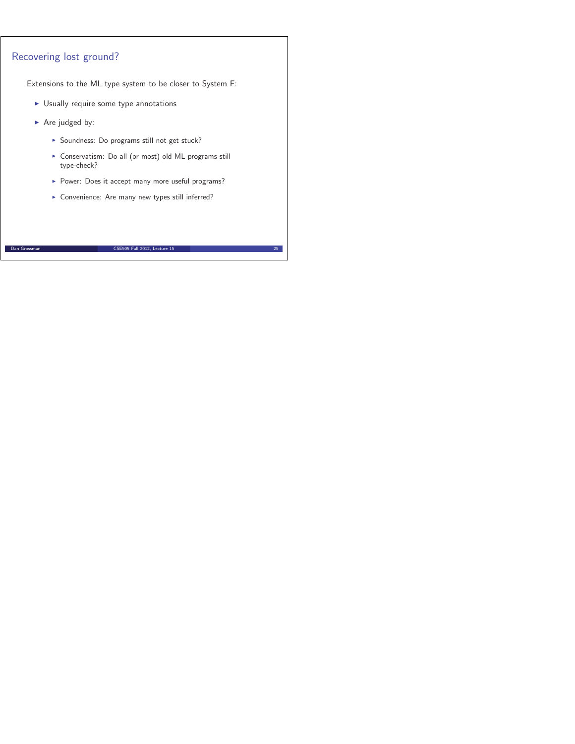## Recovering lost ground?

Extensions to the ML type system to be closer to System F:

- Usually require some type annotations
- Are judged by:
  - Soundness: Do programs still not get stuck?
  - Conservatism: Do all (or most) old ML programs still type-check?
  - Power: Does it accept many more useful programs?
  - Convenience: Are many new types still inferred?